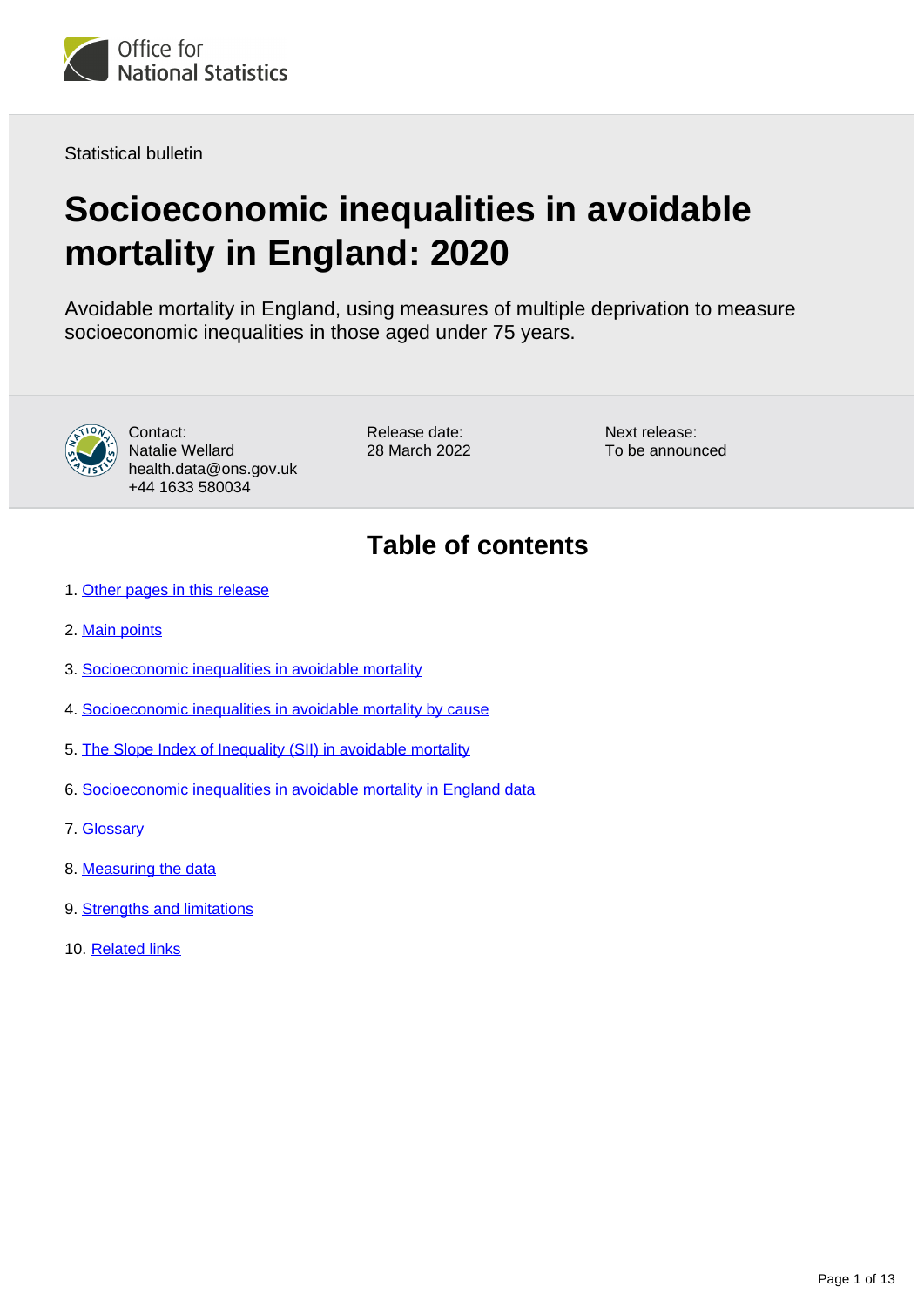Statistical bulletin

# Socioeconomic inequalities in avoidable mortality in England: 2020

Avoidable mortality in England, using measures of multiple deprivation to measure socioeconomic inequalities in those aged under 75 years.

Contact:
Natalie Wellard
health.data@ons.gov.uk
+44 1633 580034

Release date:
28 March 2022

Next release:
To be announced

## Table of contents

1. Other pages in this release
2. Main points
3. Socioeconomic inequalities in avoidable mortality
4. Socioeconomic inequalities in avoidable mortality by cause
5. The Slope Index of Inequality (SII) in avoidable mortality
6. Socioeconomic inequalities in avoidable mortality in England data
7. Glossary
8. Measuring the data
9. Strengths and limitations
10. Related links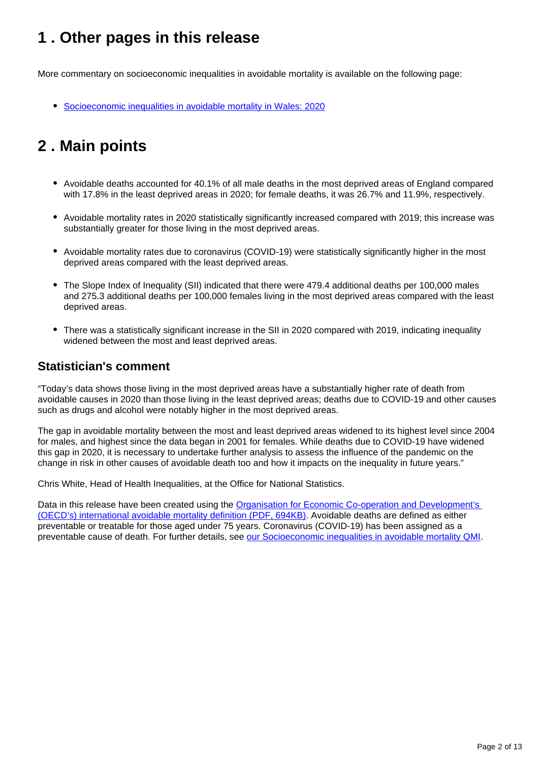## 1 . Other pages in this release

More commentary on socioeconomic inequalities in avoidable mortality is available on the following page:

- [Socioeconomic inequalities in avoidable mortality in Wales: 2020]

## 2 . Main points

- Avoidable deaths accounted for 40.1% of all male deaths in the most deprived areas of England compared with 17.8% in the least deprived areas in 2020; for female deaths, it was 26.7% and 11.9%, respectively.
- Avoidable mortality rates in 2020 statistically significantly increased compared with 2019; this increase was substantially greater for those living in the most deprived areas.
- Avoidable mortality rates due to coronavirus (COVID-19) were statistically significantly higher in the most deprived areas compared with the least deprived areas.
- The Slope Index of Inequality (SII) indicated that there were 479.4 additional deaths per 100,000 males and 275.3 additional deaths per 100,000 females living in the most deprived areas compared with the least deprived areas.
- There was a statistically significant increase in the SII in 2020 compared with 2019, indicating inequality widened between the most and least deprived areas.

### Statistician's comment

"Today's data shows those living in the most deprived areas have a substantially higher rate of death from avoidable causes in 2020 than those living in the least deprived areas; deaths due to COVID-19 and other causes such as drugs and alcohol were notably higher in the most deprived areas.

The gap in avoidable mortality between the most and least deprived areas widened to its highest level since 2004 for males, and highest since the data began in 2001 for females. While deaths due to COVID-19 have widened this gap in 2020, it is necessary to undertake further analysis to assess the influence of the pandemic on the change in risk in other causes of avoidable death too and how it impacts on the inequality in future years."

Chris White, Head of Health Inequalities, at the Office for National Statistics.

Data in this release have been created using the [Organisation for Economic Co-operation and Development's (OECD's) international avoidable mortality definition (PDF, 694KB)]. Avoidable deaths are defined as either preventable or treatable for those aged under 75 years. Coronavirus (COVID-19) has been assigned as a preventable cause of death. For further details, see [our Socioeconomic inequalities in avoidable mortality QMI].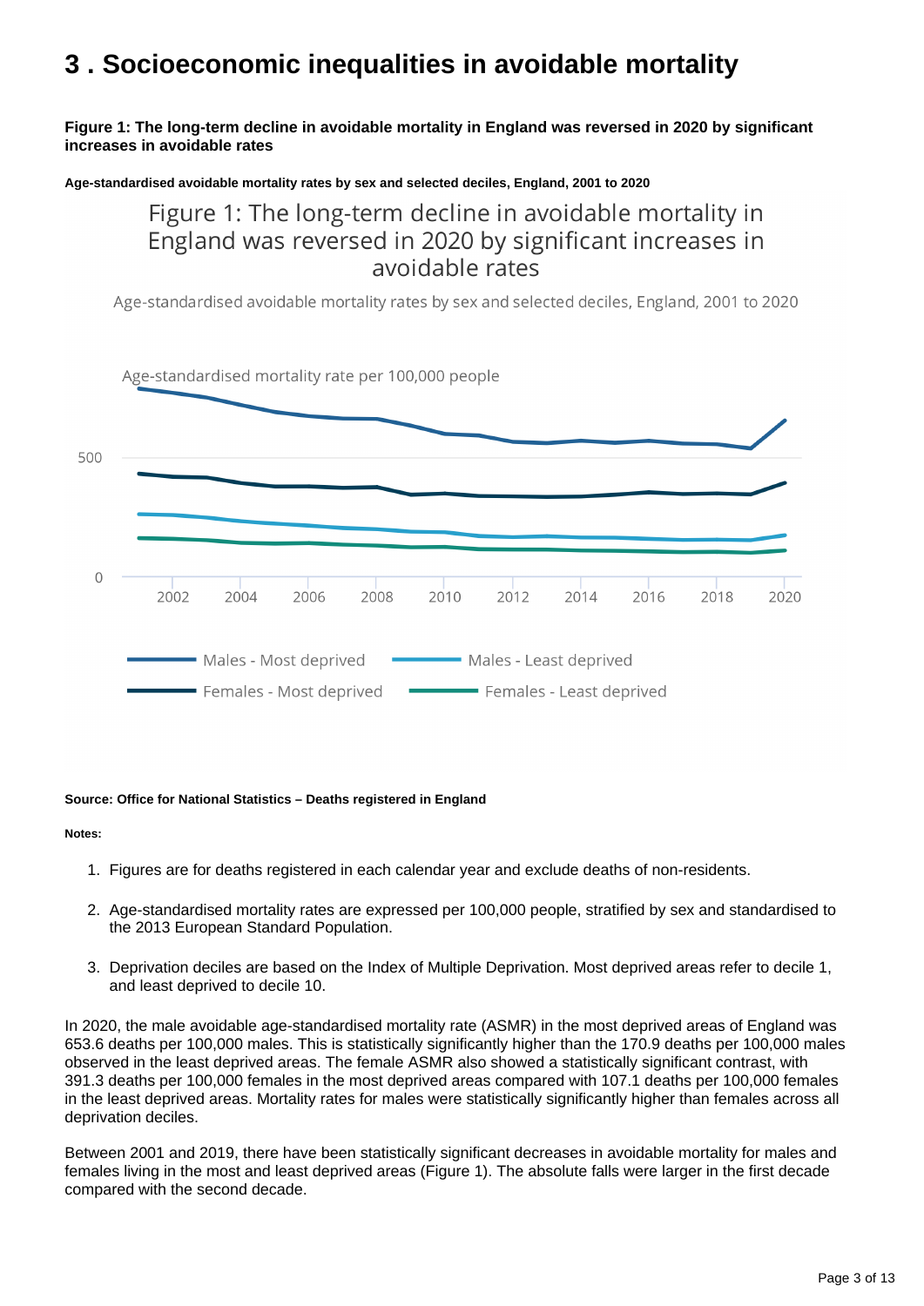# 3 . Socioeconomic inequalities in avoidable mortality

**Figure 1: The long-term decline in avoidable mortality in England was reversed in 2020 by significant increases in avoidable rates**

**Age-standardised avoidable mortality rates by sex and selected deciles, England, 2001 to 2020**

**Source: Office for National Statistics – Deaths registered in England**

**Notes:**

1. Figures are for deaths registered in each calendar year and exclude deaths of non-residents.
2. Age-standardised mortality rates are expressed per 100,000 people, stratified by sex and standardised to the 2013 European Standard Population.
3. Deprivation deciles are based on the Index of Multiple Deprivation. Most deprived areas refer to decile 1, and least deprived to decile 10.

In 2020, the male avoidable age-standardised mortality rate (ASMR) in the most deprived areas of England was 653.6 deaths per 100,000 males. This is statistically significantly higher than the 170.9 deaths per 100,000 males observed in the least deprived areas. The female ASMR also showed a statistically significant contrast, with 391.3 deaths per 100,000 females in the most deprived areas compared with 107.1 deaths per 100,000 females in the least deprived areas. Mortality rates for males were statistically significantly higher than females across all deprivation deciles.

Between 2001 and 2019, there have been statistically significant decreases in avoidable mortality for males and females living in the most and least deprived areas (Figure 1). The absolute falls were larger in the first decade compared with the second decade.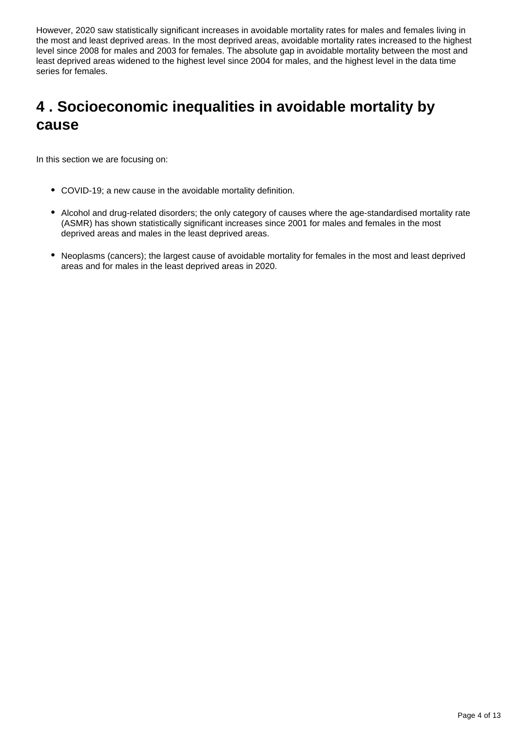However, 2020 saw statistically significant increases in avoidable mortality rates for males and females living in the most and least deprived areas. In the most deprived areas, avoidable mortality rates increased to the highest level since 2008 for males and 2003 for females. The absolute gap in avoidable mortality between the most and least deprived areas widened to the highest level since 2004 for males, and the highest level in the data time series for females.

## 4 . Socioeconomic inequalities in avoidable mortality by cause

In this section we are focusing on:

- COVID-19; a new cause in the avoidable mortality definition.
- Alcohol and drug-related disorders; the only category of causes where the age-standardised mortality rate (ASMR) has shown statistically significant increases since 2001 for males and females in the most deprived areas and males in the least deprived areas.
- Neoplasms (cancers); the largest cause of avoidable mortality for females in the most and least deprived areas and for males in the least deprived areas in 2020.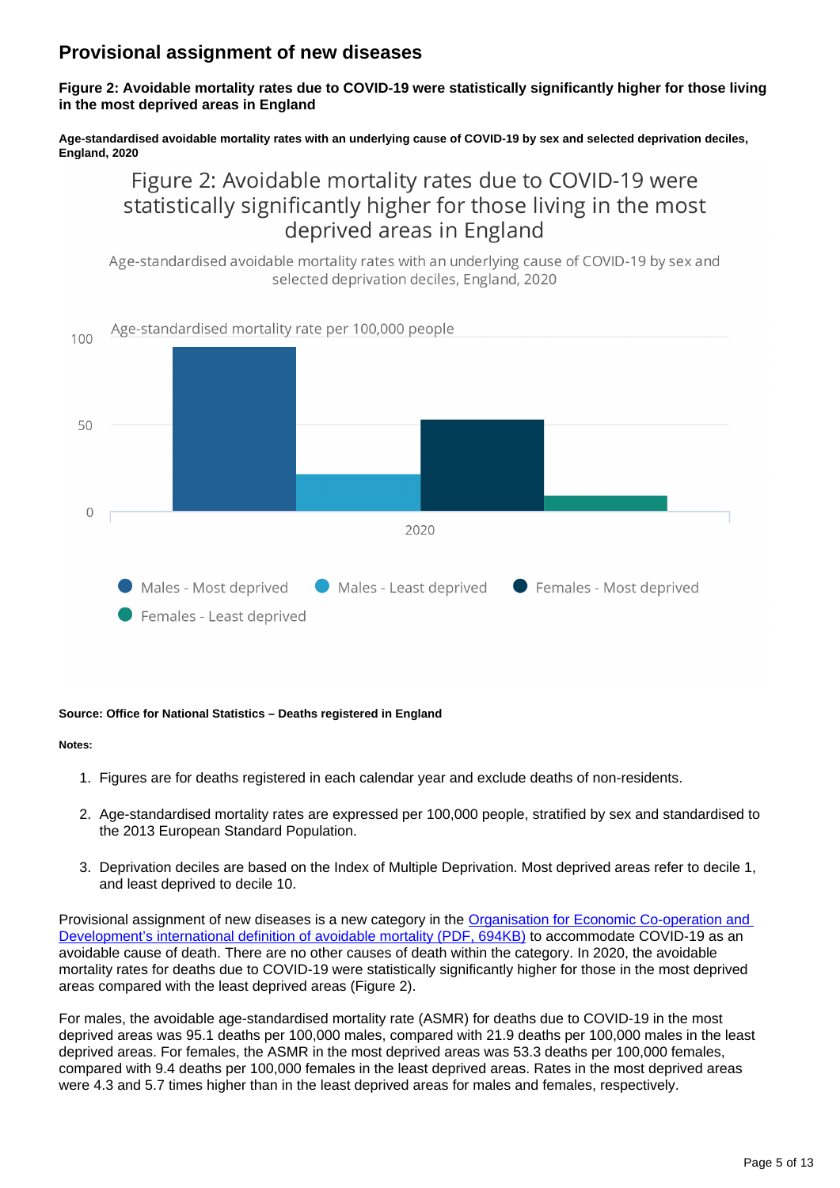## Provisional assignment of new diseases

**Figure 2: Avoidable mortality rates due to COVID-19 were statistically significantly higher for those living in the most deprived areas in England**

**Age-standardised avoidable mortality rates with an underlying cause of COVID-19 by sex and selected deprivation deciles, England, 2020**

**Source: Office for National Statistics – Deaths registered in England**

**Notes:**

1. Figures are for deaths registered in each calendar year and exclude deaths of non-residents.
2. Age-standardised mortality rates are expressed per 100,000 people, stratified by sex and standardised to the 2013 European Standard Population.
3. Deprivation deciles are based on the Index of Multiple Deprivation. Most deprived areas refer to decile 1, and least deprived to decile 10.

Provisional assignment of new diseases is a new category in the Organisation for Economic Co-operation and Development's international definition of avoidable mortality (PDF, 694KB) to accommodate COVID-19 as an avoidable cause of death. There are no other causes of death within the category. In 2020, the avoidable mortality rates for deaths due to COVID-19 were statistically significantly higher for those in the most deprived areas compared with the least deprived areas (Figure 2).

For males, the avoidable age-standardised mortality rate (ASMR) for deaths due to COVID-19 in the most deprived areas was 95.1 deaths per 100,000 males, compared with 21.9 deaths per 100,000 males in the least deprived areas. For females, the ASMR in the most deprived areas was 53.3 deaths per 100,000 females, compared with 9.4 deaths per 100,000 females in the least deprived areas. Rates in the most deprived areas were 4.3 and 5.7 times higher than in the least deprived areas for males and females, respectively.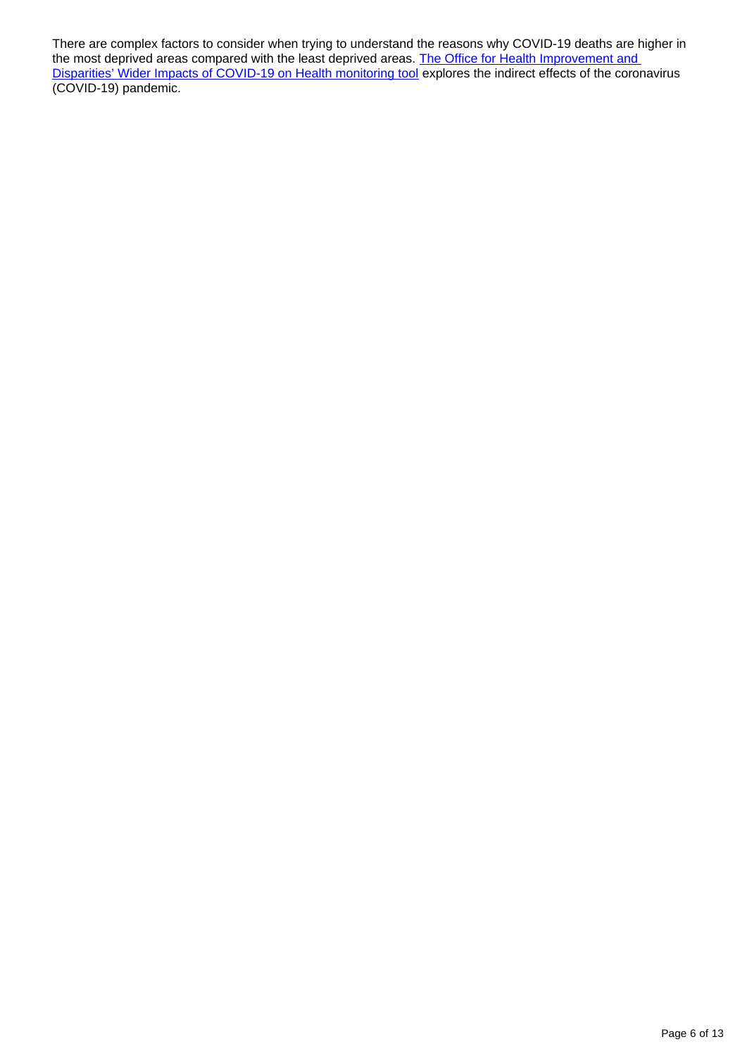There are complex factors to consider when trying to understand the reasons why COVID-19 deaths are higher in the most deprived areas compared with the least deprived areas. [The Office for Health Improvement and Disparities' Wider Impacts of COVID-19 on Health monitoring tool] explores the indirect effects of the coronavirus (COVID-19) pandemic.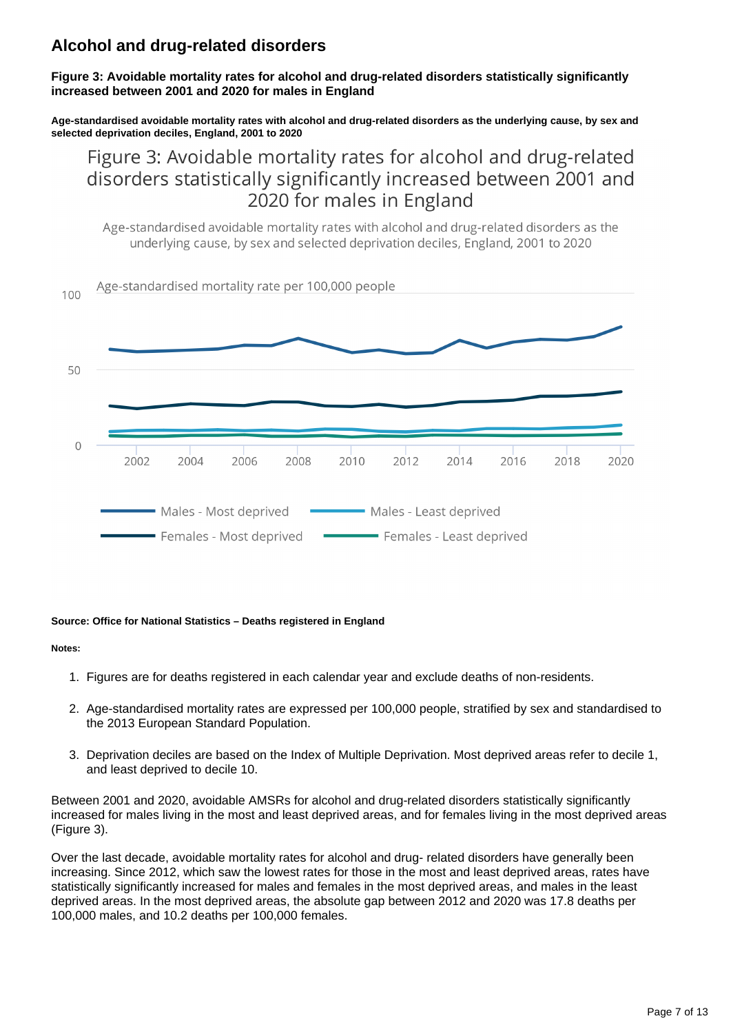## Alcohol and drug-related disorders

**Figure 3: Avoidable mortality rates for alcohol and drug-related disorders statistically significantly increased between 2001 and 2020 for males in England**

**Age-standardised avoidable mortality rates with alcohol and drug-related disorders as the underlying cause, by sex and selected deprivation deciles, England, 2001 to 2020**

**Source: Office for National Statistics – Deaths registered in England**

**Notes:**

1. Figures are for deaths registered in each calendar year and exclude deaths of non-residents.
2. Age-standardised mortality rates are expressed per 100,000 people, stratified by sex and standardised to the 2013 European Standard Population.
3. Deprivation deciles are based on the Index of Multiple Deprivation. Most deprived areas refer to decile 1, and least deprived to decile 10.

Between 2001 and 2020, avoidable AMSRs for alcohol and drug-related disorders statistically significantly increased for males living in the most and least deprived areas, and for females living in the most deprived areas (Figure 3).

Over the last decade, avoidable mortality rates for alcohol and drug- related disorders have generally been increasing. Since 2012, which saw the lowest rates for those in the most and least deprived areas, rates have statistically significantly increased for males and females in the most deprived areas, and males in the least deprived areas. In the most deprived areas, the absolute gap between 2012 and 2020 was 17.8 deaths per 100,000 males, and 10.2 deaths per 100,000 females.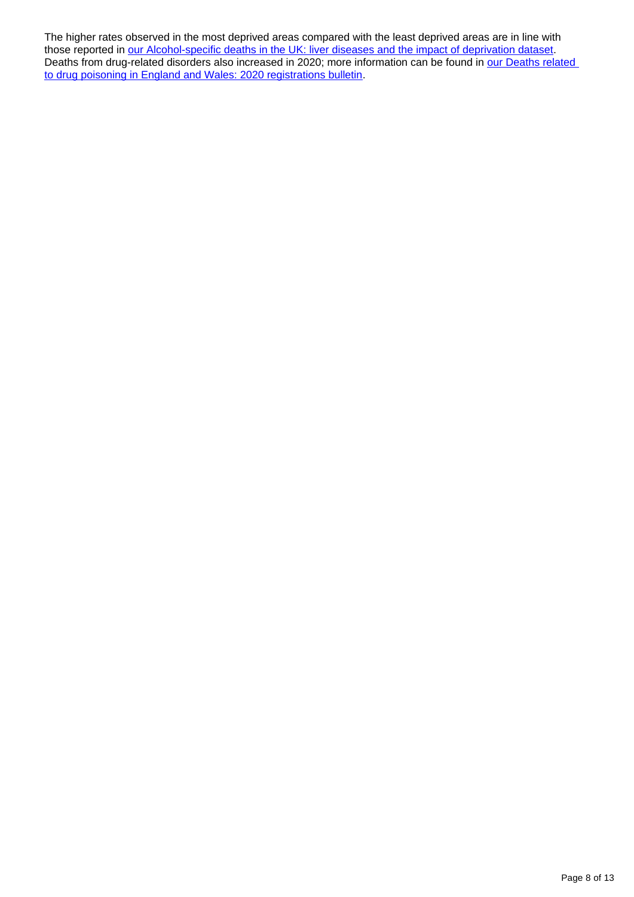The higher rates observed in the most deprived areas compared with the least deprived areas are in line with those reported in our Alcohol-specific deaths in the UK: liver diseases and the impact of deprivation dataset. Deaths from drug-related disorders also increased in 2020; more information can be found in our Deaths related to drug poisoning in England and Wales: 2020 registrations bulletin.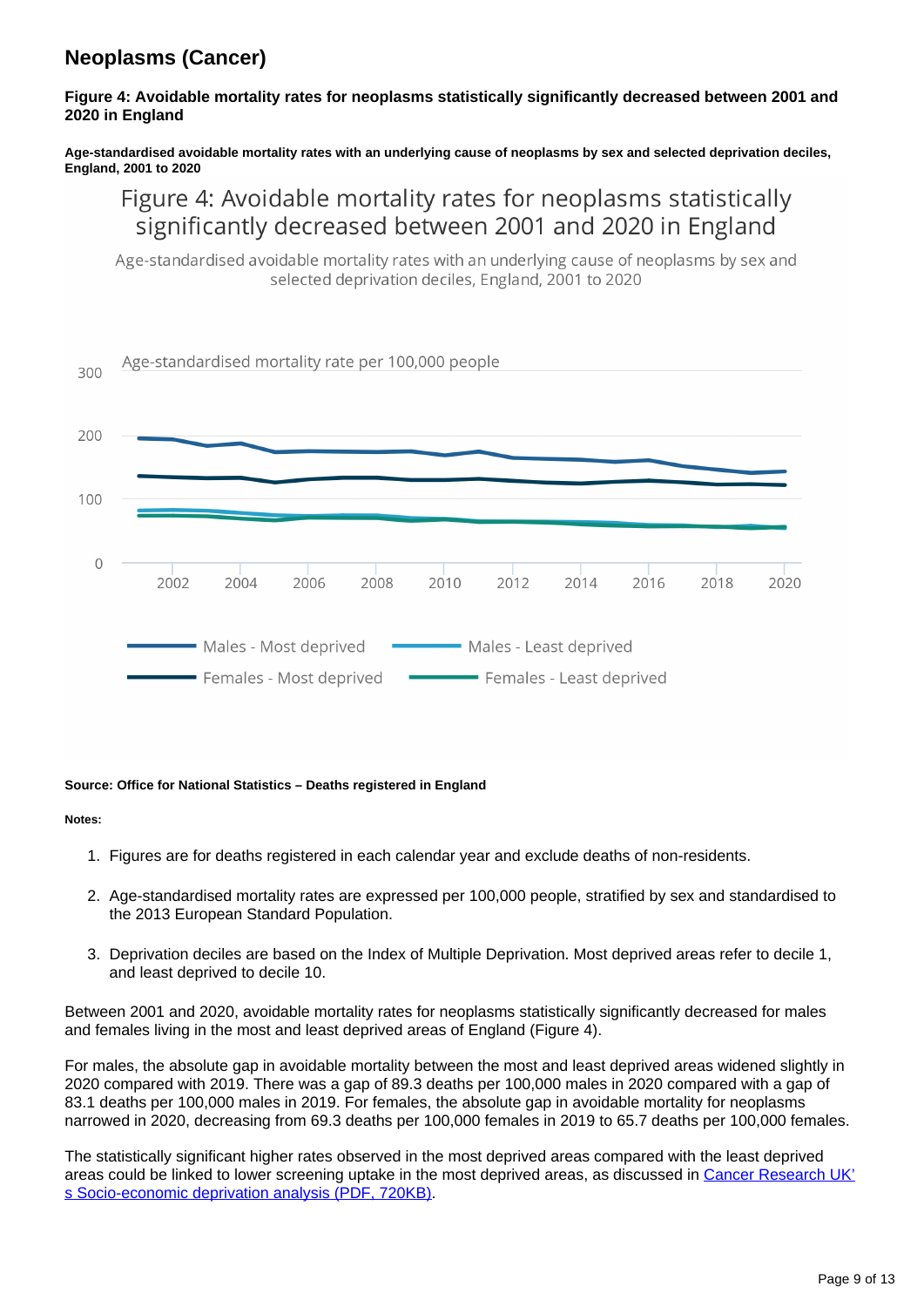## Neoplasms (Cancer)

**Figure 4: Avoidable mortality rates for neoplasms statistically significantly decreased between 2001 and 2020 in England**

**Age-standardised avoidable mortality rates with an underlying cause of neoplasms by sex and selected deprivation deciles, England, 2001 to 2020**

**Source: Office for National Statistics – Deaths registered in England**

**Notes:**

1. Figures are for deaths registered in each calendar year and exclude deaths of non-residents.
2. Age-standardised mortality rates are expressed per 100,000 people, stratified by sex and standardised to the 2013 European Standard Population.
3. Deprivation deciles are based on the Index of Multiple Deprivation. Most deprived areas refer to decile 1, and least deprived to decile 10.

Between 2001 and 2020, avoidable mortality rates for neoplasms statistically significantly decreased for males and females living in the most and least deprived areas of England (Figure 4).

For males, the absolute gap in avoidable mortality between the most and least deprived areas widened slightly in 2020 compared with 2019. There was a gap of 89.3 deaths per 100,000 males in 2020 compared with a gap of 83.1 deaths per 100,000 males in 2019. For females, the absolute gap in avoidable mortality for neoplasms narrowed in 2020, decreasing from 69.3 deaths per 100,000 females in 2019 to 65.7 deaths per 100,000 females.

The statistically significant higher rates observed in the most deprived areas compared with the least deprived areas could be linked to lower screening uptake in the most deprived areas, as discussed in [Cancer Research UK's Socio-economic deprivation analysis (PDF, 720KB)](Cancer Research UK's Socio-economic deprivation analysis (PDF, 720KB)).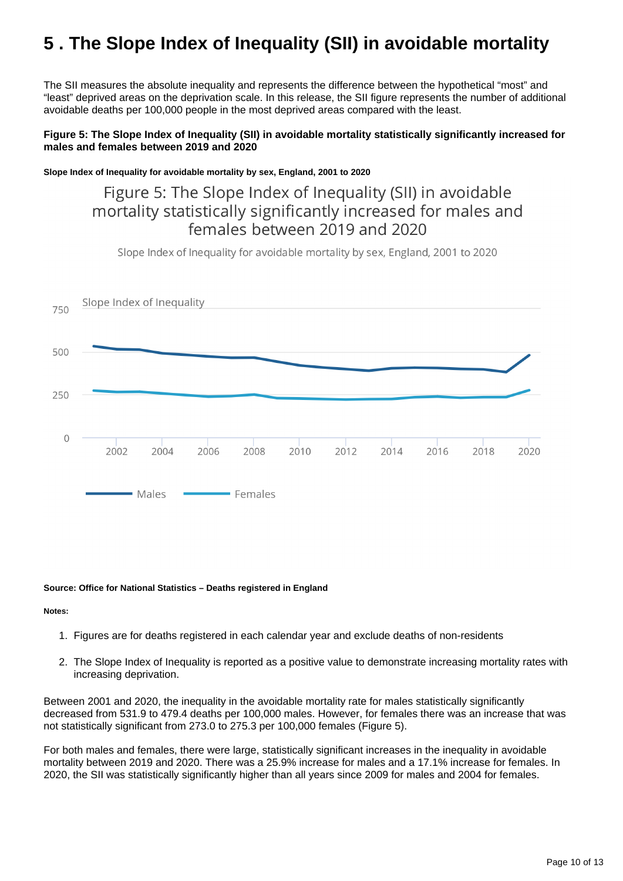# 5 . The Slope Index of Inequality (SII) in avoidable mortality

The SII measures the absolute inequality and represents the difference between the hypothetical "most" and "least" deprived areas on the deprivation scale. In this release, the SII figure represents the number of additional avoidable deaths per 100,000 people in the most deprived areas compared with the least.

**Figure 5: The Slope Index of Inequality (SII) in avoidable mortality statistically significantly increased for males and females between 2019 and 2020**

**Slope Index of Inequality for avoidable mortality by sex, England, 2001 to 2020**

**Source: Office for National Statistics – Deaths registered in England**

**Notes:**

1. Figures are for deaths registered in each calendar year and exclude deaths of non-residents
2. The Slope Index of Inequality is reported as a positive value to demonstrate increasing mortality rates with increasing deprivation.

Between 2001 and 2020, the inequality in the avoidable mortality rate for males statistically significantly decreased from 531.9 to 479.4 deaths per 100,000 males. However, for females there was an increase that was not statistically significant from 273.0 to 275.3 per 100,000 females (Figure 5).

For both males and females, there were large, statistically significant increases in the inequality in avoidable mortality between 2019 and 2020. There was a 25.9% increase for males and a 17.1% increase for females. In 2020, the SII was statistically significantly higher than all years since 2009 for males and 2004 for females.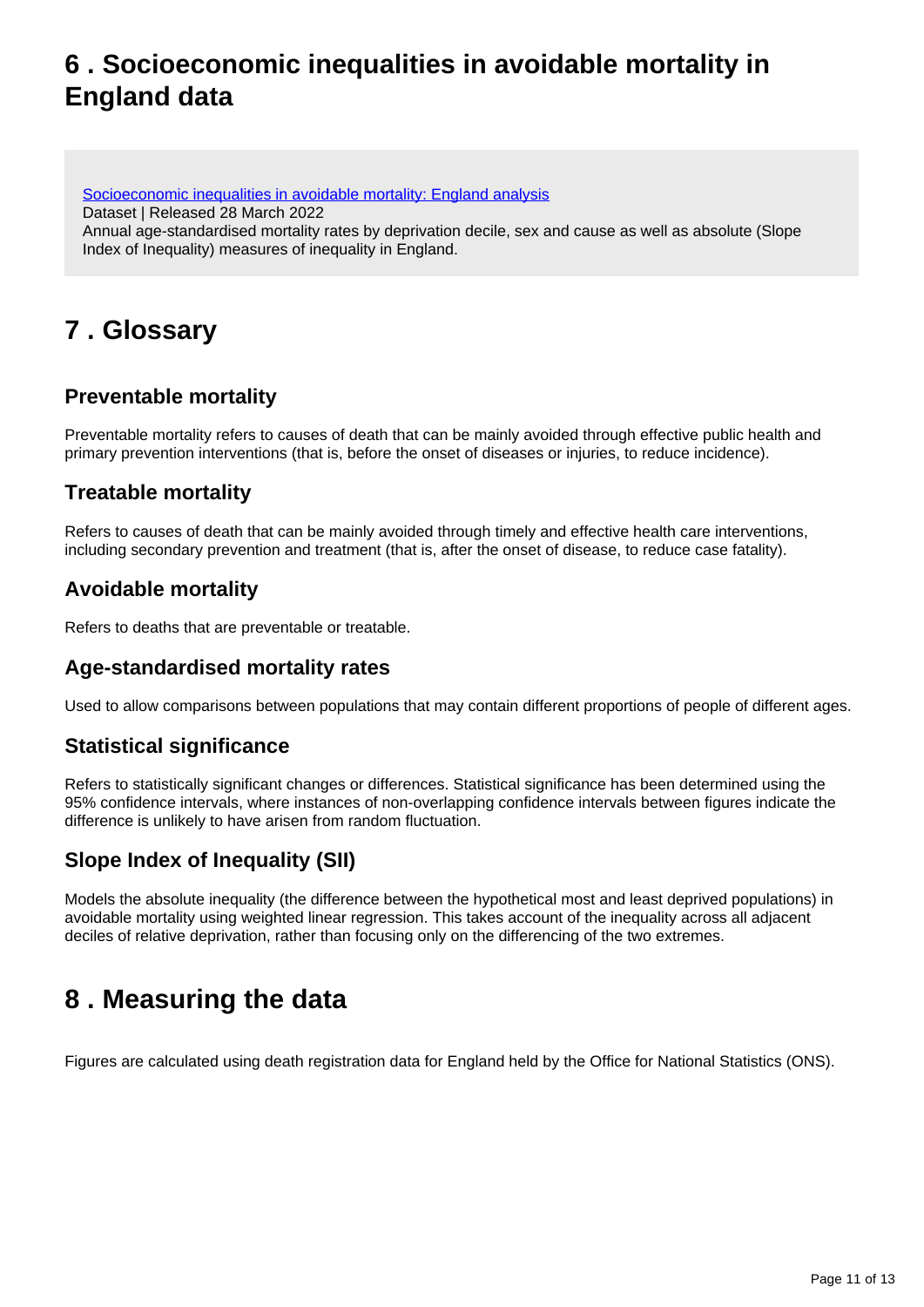## 6 . Socioeconomic inequalities in avoidable mortality in England data

[Socioeconomic inequalities in avoidable mortality: England analysis](#)
Dataset | Released 28 March 2022
Annual age-standardised mortality rates by deprivation decile, sex and cause as well as absolute (Slope Index of Inequality) measures of inequality in England.

## 7 . Glossary

### Preventable mortality

Preventable mortality refers to causes of death that can be mainly avoided through effective public health and primary prevention interventions (that is, before the onset of diseases or injuries, to reduce incidence).

### Treatable mortality

Refers to causes of death that can be mainly avoided through timely and effective health care interventions, including secondary prevention and treatment (that is, after the onset of disease, to reduce case fatality).

### Avoidable mortality

Refers to deaths that are preventable or treatable.

### Age-standardised mortality rates

Used to allow comparisons between populations that may contain different proportions of people of different ages.

### Statistical significance

Refers to statistically significant changes or differences. Statistical significance has been determined using the 95% confidence intervals, where instances of non-overlapping confidence intervals between figures indicate the difference is unlikely to have arisen from random fluctuation.

### Slope Index of Inequality (SII)

Models the absolute inequality (the difference between the hypothetical most and least deprived populations) in avoidable mortality using weighted linear regression. This takes account of the inequality across all adjacent deciles of relative deprivation, rather than focusing only on the differencing of the two extremes.

## 8 . Measuring the data

Figures are calculated using death registration data for England held by the Office for National Statistics (ONS).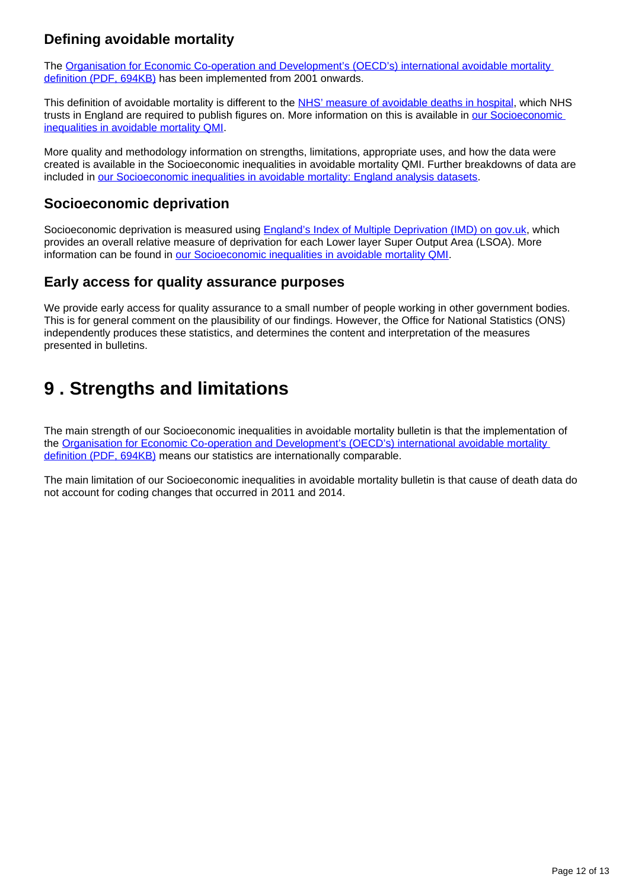### Defining avoidable mortality

The Organisation for Economic Co-operation and Development's (OECD's) international avoidable mortality definition (PDF, 694KB) has been implemented from 2001 onwards.

This definition of avoidable mortality is different to the NHS' measure of avoidable deaths in hospital, which NHS trusts in England are required to publish figures on. More information on this is available in our Socioeconomic inequalities in avoidable mortality QMI.

More quality and methodology information on strengths, limitations, appropriate uses, and how the data were created is available in the Socioeconomic inequalities in avoidable mortality QMI. Further breakdowns of data are included in our Socioeconomic inequalities in avoidable mortality: England analysis datasets.

### Socioeconomic deprivation

Socioeconomic deprivation is measured using England's Index of Multiple Deprivation (IMD) on gov.uk, which provides an overall relative measure of deprivation for each Lower layer Super Output Area (LSOA). More information can be found in our Socioeconomic inequalities in avoidable mortality QMI.

### Early access for quality assurance purposes

We provide early access for quality assurance to a small number of people working in other government bodies. This is for general comment on the plausibility of our findings. However, the Office for National Statistics (ONS) independently produces these statistics, and determines the content and interpretation of the measures presented in bulletins.

## 9 . Strengths and limitations

The main strength of our Socioeconomic inequalities in avoidable mortality bulletin is that the implementation of the Organisation for Economic Co-operation and Development's (OECD's) international avoidable mortality definition (PDF, 694KB) means our statistics are internationally comparable.

The main limitation of our Socioeconomic inequalities in avoidable mortality bulletin is that cause of death data do not account for coding changes that occurred in 2011 and 2014.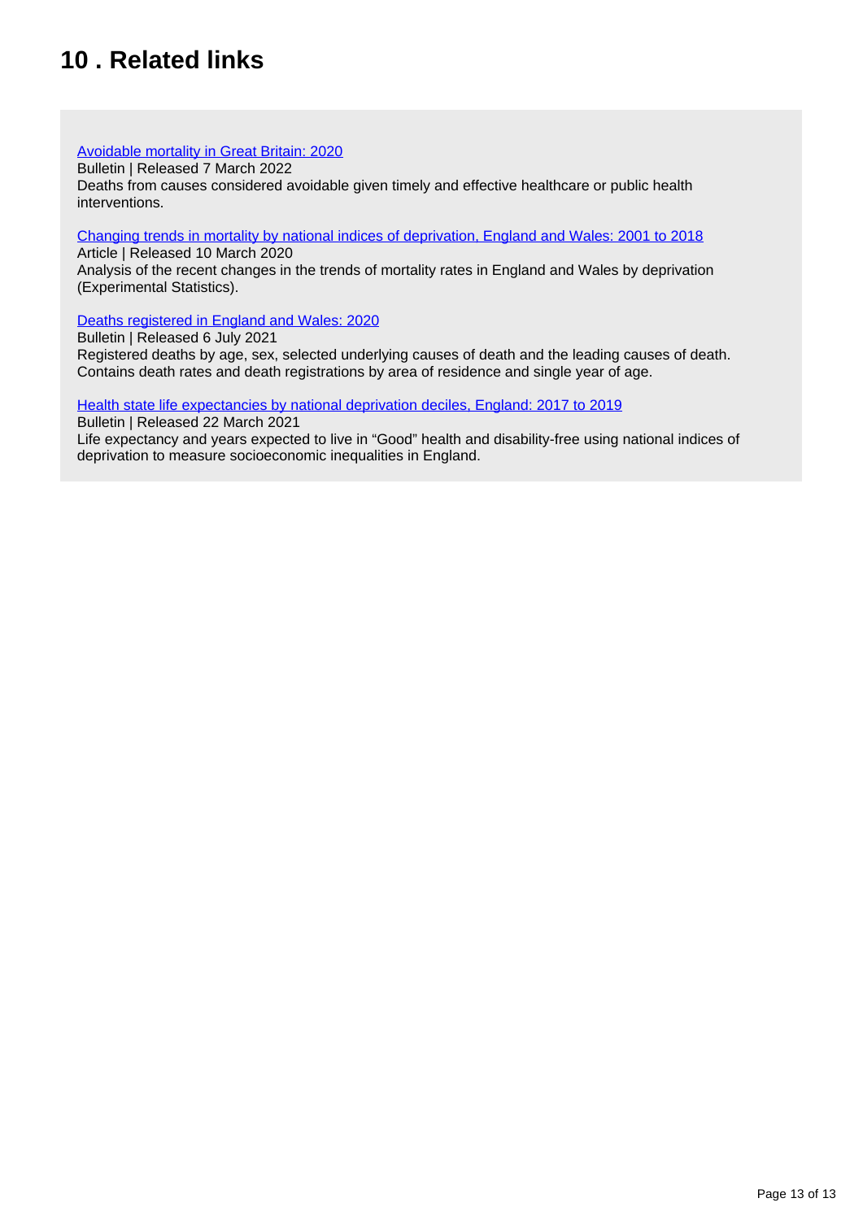## 10 . Related links

[Avoidable mortality in Great Britain: 2020]
Bulletin | Released 7 March 2022
Deaths from causes considered avoidable given timely and effective healthcare or public health interventions.

[Changing trends in mortality by national indices of deprivation, England and Wales: 2001 to 2018]
Article | Released 10 March 2020
Analysis of the recent changes in the trends of mortality rates in England and Wales by deprivation (Experimental Statistics).

[Deaths registered in England and Wales: 2020]
Bulletin | Released 6 July 2021
Registered deaths by age, sex, selected underlying causes of death and the leading causes of death. Contains death rates and death registrations by area of residence and single year of age.

[Health state life expectancies by national deprivation deciles, England: 2017 to 2019]
Bulletin | Released 22 March 2021
Life expectancy and years expected to live in "Good" health and disability-free using national indices of deprivation to measure socioeconomic inequalities in England.